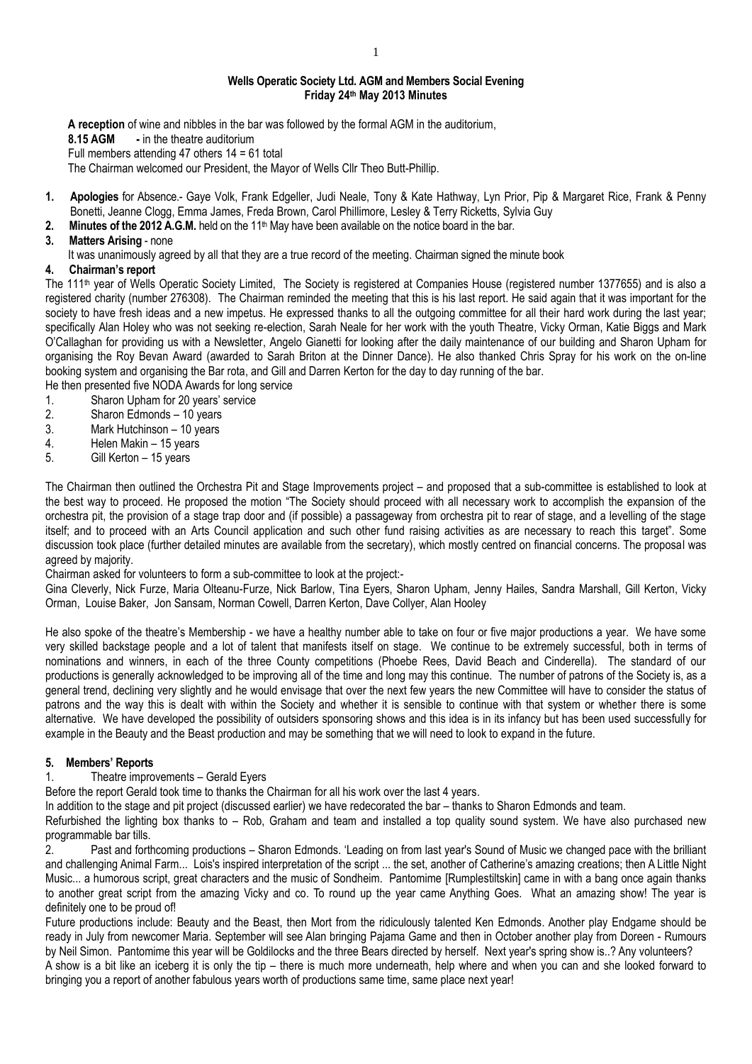**Wells Operatic Society Ltd. AGM and Members Social Evening**
**Friday 24th May 2013 Minutes**

**A reception** of wine and nibbles in the bar was followed by the formal AGM in the auditorium,

**8.15 AGM** - in the theatre auditorium

Full members attending 47 others 14 = 61 total

The Chairman welcomed our President, the Mayor of Wells Cllr Theo Butt-Phillip.

1. **Apologies** for Absence.- Gaye Volk, Frank Edgeller, Judi Neale, Tony & Kate Hathway, Lyn Prior, Pip & Margaret Rice, Frank & Penny Bonetti, Jeanne Clogg, Emma James, Freda Brown, Carol Phillimore, Lesley & Terry Ricketts, Sylvia Guy
2. **Minutes of the 2012 A.G.M.** held on the 11th May have been available on the notice board in the bar.
3. **Matters Arising** - none

   It was unanimously agreed by all that they are a true record of the meeting. Chairman signed the minute book
4. **Chairman's report**

The 111th year of Wells Operatic Society Limited, The Society is registered at Companies House (registered number 1377655) and is also a registered charity (number 276308). The Chairman reminded the meeting that this is his last report. He said again that it was important for the society to have fresh ideas and a new impetus. He expressed thanks to all the outgoing committee for all their hard work during the last year; specifically Alan Holey who was not seeking re-election, Sarah Neale for her work with the youth Theatre, Vicky Orman, Katie Biggs and Mark O'Callaghan for providing us with a Newsletter, Angelo Gianetti for looking after the daily maintenance of our building and Sharon Upham for organising the Roy Bevan Award (awarded to Sarah Briton at the Dinner Dance). He also thanked Chris Spray for his work on the on-line booking system and organising the Bar rota, and Gill and Darren Kerton for the day to day running of the bar.

He then presented five NODA Awards for long service

1. Sharon Upham for 20 years' service
2. Sharon Edmonds – 10 years
3. Mark Hutchinson – 10 years
4. Helen Makin – 15 years
5. Gill Kerton – 15 years

The Chairman then outlined the Orchestra Pit and Stage Improvements project – and proposed that a sub-committee is established to look at the best way to proceed. He proposed the motion "The Society should proceed with all necessary work to accomplish the expansion of the orchestra pit, the provision of a stage trap door and (if possible) a passageway from orchestra pit to rear of stage, and a levelling of the stage itself; and to proceed with an Arts Council application and such other fund raising activities as are necessary to reach this target". Some discussion took place (further detailed minutes are available from the secretary), which mostly centred on financial concerns. The proposal was agreed by majority.

Chairman asked for volunteers to form a sub-committee to look at the project:-

Gina Cleverly, Nick Furze, Maria Olteanu-Furze, Nick Barlow, Tina Eyers, Sharon Upham, Jenny Hailes, Sandra Marshall, Gill Kerton, Vicky Orman, Louise Baker, Jon Sansam, Norman Cowell, Darren Kerton, Dave Collyer, Alan Hooley

He also spoke of the theatre's Membership - we have a healthy number able to take on four or five major productions a year. We have some very skilled backstage people and a lot of talent that manifests itself on stage. We continue to be extremely successful, both in terms of nominations and winners, in each of the three County competitions (Phoebe Rees, David Beach and Cinderella). The standard of our productions is generally acknowledged to be improving all of the time and long may this continue. The number of patrons of the Society is, as a general trend, declining very slightly and he would envisage that over the next few years the new Committee will have to consider the status of patrons and the way this is dealt with within the Society and whether it is sensible to continue with that system or whether there is some alternative. We have developed the possibility of outsiders sponsoring shows and this idea is in its infancy but has been used successfully for example in the Beauty and the Beast production and may be something that we will need to look to expand in the future.

**5. Members' Reports**

1. Theatre improvements – Gerald Eyers

Before the report Gerald took time to thanks the Chairman for all his work over the last 4 years.

In addition to the stage and pit project (discussed earlier) we have redecorated the bar – thanks to Sharon Edmonds and team.

Refurbished the lighting box thanks to – Rob, Graham and team and installed a top quality sound system. We have also purchased new programmable bar tills.

2. Past and forthcoming productions – Sharon Edmonds. 'Leading on from last year's Sound of Music we changed pace with the brilliant and challenging Animal Farm... Lois's inspired interpretation of the script ... the set, another of Catherine's amazing creations; then A Little Night Music... a humorous script, great characters and the music of Sondheim. Pantomime [Rumplestiltskin] came in with a bang once again thanks to another great script from the amazing Vicky and co. To round up the year came Anything Goes. What an amazing show! The year is definitely one to be proud of!

Future productions include: Beauty and the Beast, then Mort from the ridiculously talented Ken Edmonds. Another play Endgame should be ready in July from newcomer Maria. September will see Alan bringing Pajama Game and then in October another play from Doreen - Rumours by Neil Simon. Pantomime this year will be Goldilocks and the three Bears directed by herself. Next year's spring show is..? Any volunteers?

A show is a bit like an iceberg it is only the tip – there is much more underneath, help where and when you can and she looked forward to bringing you a report of another fabulous years worth of productions same time, same place next year!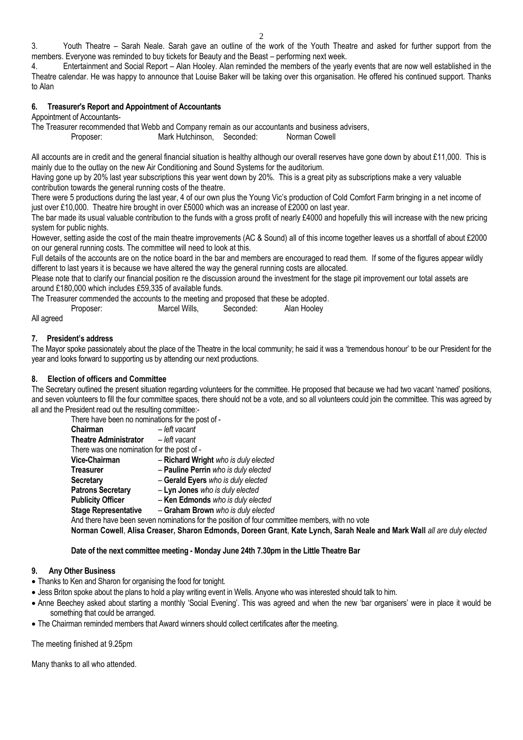3. Youth Theatre – Sarah Neale. Sarah gave an outline of the work of the Youth Theatre and asked for further support from the members. Everyone was reminded to buy tickets for Beauty and the Beast – performing next week.

4. Entertainment and Social Report – Alan Hooley. Alan reminded the members of the yearly events that are now well established in the Theatre calendar. He was happy to announce that Louise Baker will be taking over this organisation. He offered his continued support. Thanks to Alan

### 6. Treasurer's Report and Appointment of Accountants

Appointment of Accountants-

The Treasurer recommended that Webb and Company remain as our accountants and business advisers,

Proposer: Mark Hutchinson, Seconded: Norman Cowell

All accounts are in credit and the general financial situation is healthy although our overall reserves have gone down by about £11,000. This is mainly due to the outlay on the new Air Conditioning and Sound Systems for the auditorium.

Having gone up by 20% last year subscriptions this year went down by 20%. This is a great pity as subscriptions make a very valuable contribution towards the general running costs of the theatre.

There were 5 productions during the last year, 4 of our own plus the Young Vic's production of Cold Comfort Farm bringing in a net income of just over £10,000. Theatre hire brought in over £5000 which was an increase of £2000 on last year.

The bar made its usual valuable contribution to the funds with a gross profit of nearly £4000 and hopefully this will increase with the new pricing system for public nights.

However, setting aside the cost of the main theatre improvements (AC & Sound) all of this income together leaves us a shortfall of about £2000 on our general running costs. The committee will need to look at this.

Full details of the accounts are on the notice board in the bar and members are encouraged to read them. If some of the figures appear wildly different to last years it is because we have altered the way the general running costs are allocated.

Please note that to clarify our financial position re the discussion around the investment for the stage pit improvement our total assets are around £180,000 which includes £59,335 of available funds.

The Treasurer commended the accounts to the meeting and proposed that these be adopted.

Proposer: Marcel Wills, Seconded: Alan Hooley

All agreed

### 7. President's address

The Mayor spoke passionately about the place of the Theatre in the local community; he said it was a 'tremendous honour' to be our President for the year and looks forward to supporting us by attending our next productions.

### 8. Election of officers and Committee

The Secretary outlined the present situation regarding volunteers for the committee. He proposed that because we had two vacant 'named' positions, and seven volunteers to fill the four committee spaces, there should not be a vote, and so all volunteers could join the committee. This was agreed by all and the President read out the resulting committee:-

There have been no nominations for the post of -

**Chairman** – *left vacant*

**Theatre Administrator** – *left vacant*

There was one nomination for the post of -

**Vice-Chairman** – **Richard Wright** *who is duly elected*

**Treasurer** – **Pauline Perrin** *who is duly elected*

**Secretary** – **Gerald Eyers** *who is duly elected*

**Patrons Secretary** – **Lyn Jones** *who is duly elected*

**Publicity Officer** – **Ken Edmonds** *who is duly elected*

**Stage Representative** – **Graham Brown** *who is duly elected*

And there have been seven nominations for the position of four committee members, with no vote

**Norman Cowell**, **Alisa Creaser, Sharon Edmonds, Doreen Grant**, **Kate Lynch, Sarah Neale and Mark Wall** *all are duly elected*

**Date of the next committee meeting - Monday June 24th 7.30pm in the Little Theatre Bar**

### 9. Any Other Business

- Thanks to Ken and Sharon for organising the food for tonight.
- Jess Briton spoke about the plans to hold a play writing event in Wells. Anyone who was interested should talk to him.
- Anne Beechey asked about starting a monthly 'Social Evening'. This was agreed and when the new 'bar organisers' were in place it would be something that could be arranged.
- The Chairman reminded members that Award winners should collect certificates after the meeting.

The meeting finished at 9.25pm

Many thanks to all who attended.